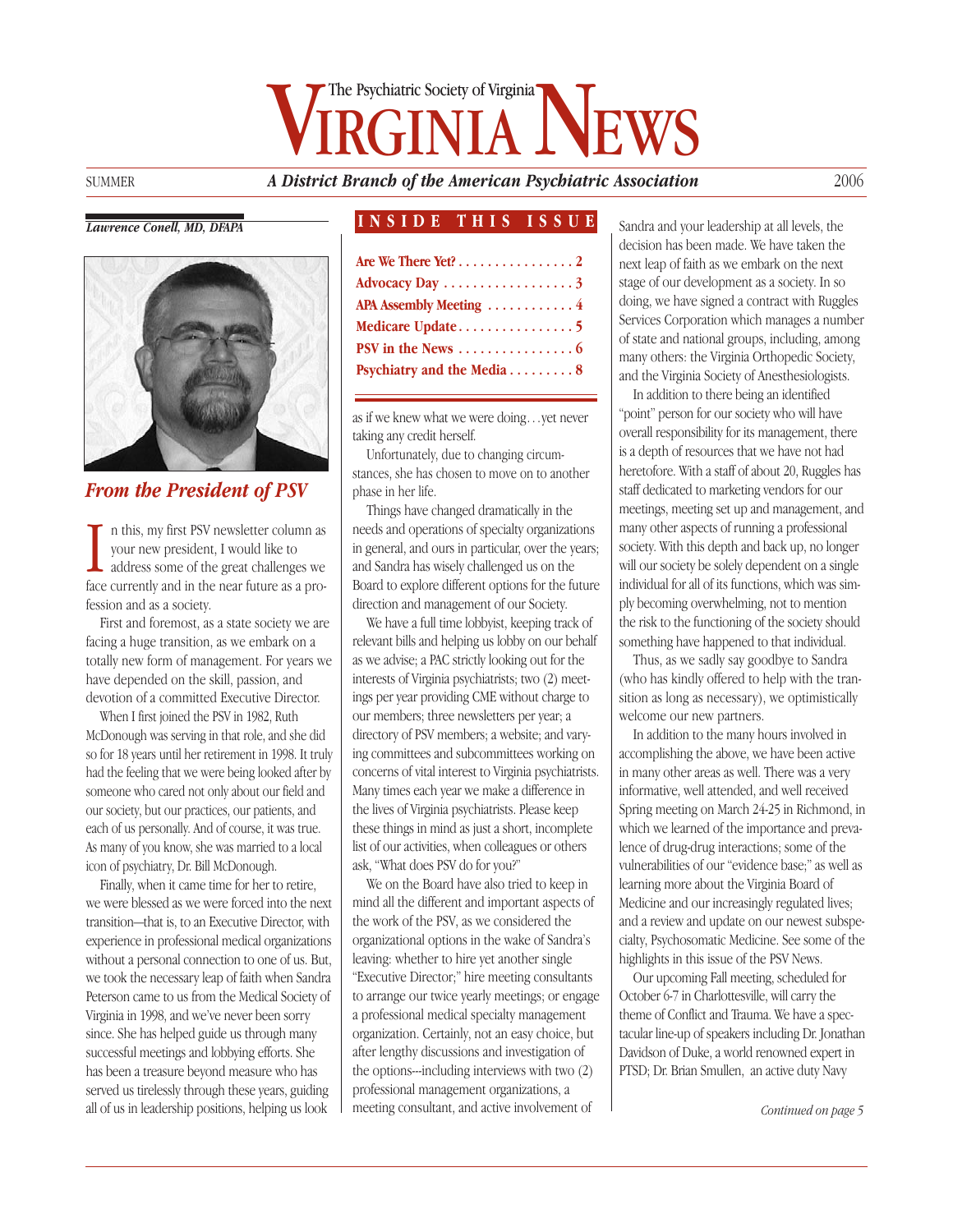# VIRGINIA NEWS

The Psychiatric Society of Virginia

SUMMER — *A District Branch of the American Psychiatric Association* — 2006

**INSIDE THIS ISSUE**

| | |
|---|---|
| Are We There Yet? | 2 |
| Advocacy Day | 3 |
| APA Assembly Meeting | 4 |
| Medicare Update | 5 |
| PSV in the News | 6 |
| Psychiatry and the Media | 8 |

*Lawrence Conell, MD, DFAPA*

## From the President of PSV

In this, my first PSV newsletter column as your new president, I would like to address some of the great challenges we face currently and in the near future as a profession and as a society.

First and foremost, as a state society we are facing a huge transition, as we embark on a totally new form of management. For years we have depended on the skill, passion, and devotion of a committed Executive Director.

When I first joined the PSV in 1982, Ruth McDonough was serving in that role, and she did so for 18 years until her retirement in 1998. It truly had the feeling that we were being looked after by someone who cared not only about our field and our society, but our practices, our patients, and each of us personally. And of course, it was true. As many of you know, she was married to a local icon of psychiatry, Dr. Bill McDonough.

Finally, when it came time for her to retire, we were blessed as we were forced into the next transition—that is, to an Executive Director, with experience in professional medical organizations without a personal connection to one of us. But, we took the necessary leap of faith when Sandra Peterson came to us from the Medical Society of Virginia in 1998, and we've never been sorry since. She has helped guide us through many successful meetings and lobbying efforts. She has been a treasure beyond measure who has served us tirelessly through these years, guiding all of us in leadership positions, helping us look as if we knew what we were doing…yet never taking any credit herself.

Unfortunately, due to changing circumstances, she has chosen to move on to another phase in her life.

Things have changed dramatically in the needs and operations of specialty organizations in general, and ours in particular, over the years; and Sandra has wisely challenged us on the Board to explore different options for the future direction and management of our Society.

We have a full time lobbyist, keeping track of relevant bills and helping us lobby on our behalf as we advise; a PAC strictly looking out for the interests of Virginia psychiatrists; two (2) meetings per year providing CME without charge to our members; three newsletters per year; a directory of PSV members; a website; and varying committees and subcommittees working on concerns of vital interest to Virginia psychiatrists. Many times each year we make a difference in the lives of Virginia psychiatrists. Please keep these things in mind as just a short, incomplete list of our activities, when colleagues or others ask, "What does PSV do for you?"

We on the Board have also tried to keep in mind all the different and important aspects of the work of the PSV, as we considered the organizational options in the wake of Sandra's leaving: whether to hire yet another single "Executive Director;" hire meeting consultants to arrange our twice yearly meetings; or engage a professional medical specialty management organization. Certainly, not an easy choice, but after lengthy discussions and investigation of the options---including interviews with two (2) professional management organizations, a meeting consultant, and active involvement of Sandra and your leadership at all levels, the decision has been made. We have taken the next leap of faith as we embark on the next stage of our development as a society. In so doing, we have signed a contract with Ruggles Services Corporation which manages a number of state and national groups, including, among many others: the Virginia Orthopedic Society, and the Virginia Society of Anesthesiologists.

In addition to there being an identified "point" person for our society who will have overall responsibility for its management, there is a depth of resources that we have not had heretofore. With a staff of about 20, Ruggles has staff dedicated to marketing vendors for our meetings, meeting set up and management, and many other aspects of running a professional society. With this depth and back up, no longer will our society be solely dependent on a single individual for all of its functions, which was simply becoming overwhelming, not to mention the risk to the functioning of the society should something have happened to that individual.

Thus, as we sadly say goodbye to Sandra (who has kindly offered to help with the transition as long as necessary), we optimistically welcome our new partners.

In addition to the many hours involved in accomplishing the above, we have been active in many other areas as well. There was a very informative, well attended, and well received Spring meeting on March 24-25 in Richmond, in which we learned of the importance and prevalence of drug-drug interactions; some of the vulnerabilities of our "evidence base;" as well as learning more about the Virginia Board of Medicine and our increasingly regulated lives; and a review and update on our newest subspecialty, Psychosomatic Medicine. See some of the highlights in this issue of the PSV News.

Our upcoming Fall meeting, scheduled for October 6-7 in Charlottesville, will carry the theme of Conflict and Trauma. We have a spectacular line-up of speakers including Dr. Jonathan Davidson of Duke, a world renowned expert in PTSD; Dr. Brian Smullen, an active duty Navy

*Continued on page 5*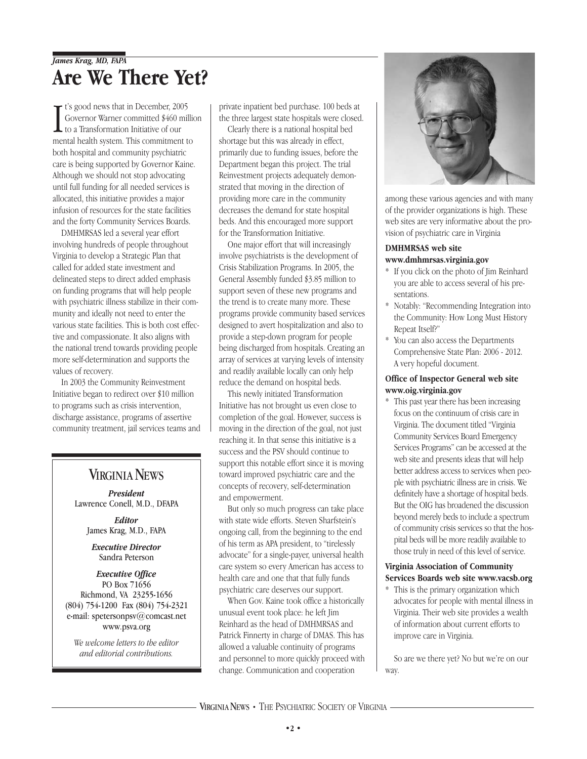*James Krag, MD, FAPA*

# Are We There Yet?

It's good news that in December, 2005 Governor Warner committed $460 million to a Transformation Initiative of our mental health system. This commitment to both hospital and community psychiatric care is being supported by Governor Kaine. Although we should not stop advocating until full funding for all needed services is allocated, this initiative provides a major infusion of resources for the state facilities and the forty Community Services Boards.

DMHMRSAS led a several year effort involving hundreds of people throughout Virginia to develop a Strategic Plan that called for added state investment and delineated steps to direct added emphasis on funding programs that will help people with psychiatric illness stabilize in their community and ideally not need to enter the various state facilities. This is both cost effective and compassionate. It also aligns with the national trend towards providing people more self-determination and supports the values of recovery.

In 2003 the Community Reinvestment Initiative began to redirect over $10 million to programs such as crisis intervention, discharge assistance, programs of assertive community treatment, jail services teams and private inpatient bed purchase. 100 beds at the three largest state hospitals were closed.

Clearly there is a national hospital bed shortage but this was already in effect, primarily due to funding issues, before the Department began this project. The trial Reinvestment projects adequately demonstrated that moving in the direction of providing more care in the community decreases the demand for state hospital beds. And this encouraged more support for the Transformation Initiative.

One major effort that will increasingly involve psychiatrists is the development of Crisis Stabilization Programs. In 2005, the General Assembly funded $3.85 million to support seven of these new programs and the trend is to create many more. These programs provide community based services designed to avert hospitalization and also to provide a step-down program for people being discharged from hospitals. Creating an array of services at varying levels of intensity and readily available locally can only help reduce the demand on hospital beds.

This newly initiated Transformation Initiative has not brought us even close to completion of the goal. However, success is moving in the direction of the goal, not just reaching it. In that sense this initiative is a success and the PSV should continue to support this notable effort since it is moving toward improved psychiatric care and the concepts of recovery, self-determination and empowerment.

But only so much progress can take place with state wide efforts. Steven Sharfstein's ongoing call, from the beginning to the end of his term as APA president, to "tirelessly advocate" for a single-payer, universal health care system so every American has access to health care and one that that fully funds psychiatric care deserves our support.

When Gov. Kaine took office a historically unusual event took place: he left Jim Reinhard as the head of DMHMRSAS and Patrick Finnerty in charge of DMAS. This has allowed a valuable continuity of programs and personnel to more quickly proceed with change. Communication and cooperation among these various agencies and with many of the provider organizations is high. These web sites are very informative about the provision of psychiatric care in Virginia

**DMHMRSAS web site www.dmhmrsas.virginia.gov**

* If you click on the photo of Jim Reinhard you are able to access several of his presentations.
* Notably: "Recommending Integration into the Community: How Long Must History Repeat Itself?"
* You can also access the Departments Comprehensive State Plan: 2006 - 2012. A very hopeful document.

**Office of Inspector General web site www.oig.virginia.gov**

* This past year there has been increasing focus on the continuum of crisis care in Virginia. The document titled "Virginia Community Services Board Emergency Services Programs" can be accessed at the web site and presents ideas that will help better address access to services when people with psychiatric illness are in crisis. We definitely have a shortage of hospital beds. But the OIG has broadened the discussion beyond merely beds to include a spectrum of community crisis services so that the hospital beds will be more readily available to those truly in need of this level of service.

**Virginia Association of Community Services Boards web site www.vacsb.org**

* This is the primary organization which advocates for people with mental illness in Virginia. Their web site provides a wealth of information about current efforts to improve care in Virginia.

So are we there yet? No but we're on our way.

---

## Virginia News

***President***
Lawrence Conell, M.D., DFAPA

***Editor***
James Krag, M.D., FAPA

***Executive Director***
Sandra Peterson

***Executive Office***
PO Box 71656
Richmond, VA 23255-1656
(804) 754-1200 Fax (804) 754-2321
e-mail: spetersonpsv@comcast.net
www.psva.org

*We welcome letters to the editor and editorial contributions.*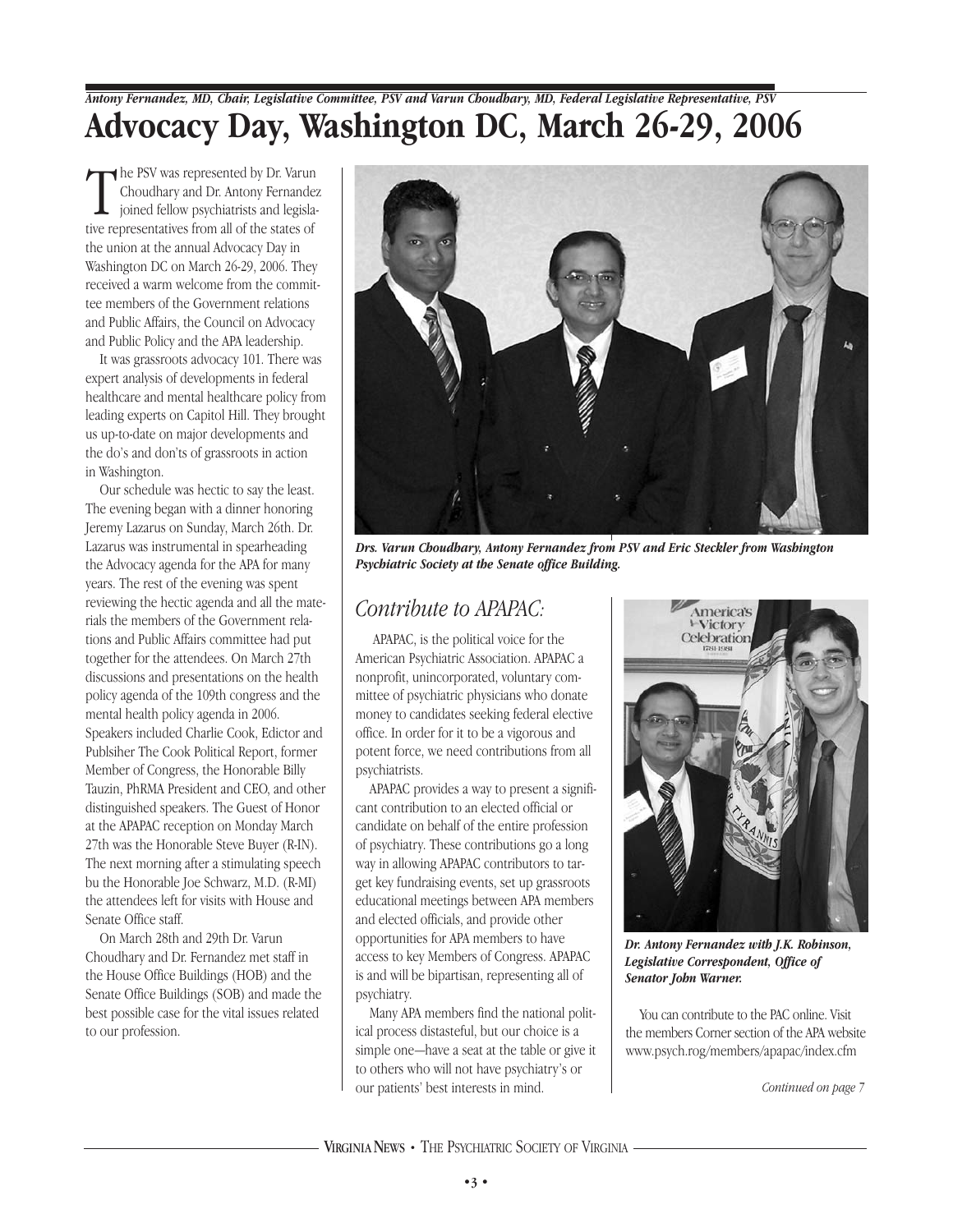*Antony Fernandez, MD, Chair, Legislative Committee, PSV and Varun Choudhary, MD, Federal Legislative Representative, PSV*

# Advocacy Day, Washington DC, March 26-29, 2006

The PSV was represented by Dr. Varun Choudhary and Dr. Antony Fernandez joined fellow psychiatrists and legislative representatives from all of the states of the union at the annual Advocacy Day in Washington DC on March 26-29, 2006. They received a warm welcome from the committee members of the Government relations and Public Affairs, the Council on Advocacy and Public Policy and the APA leadership.

It was grassroots advocacy 101. There was expert analysis of developments in federal healthcare and mental healthcare policy from leading experts on Capitol Hill. They brought us up-to-date on major developments and the do's and don'ts of grassroots in action in Washington.

Our schedule was hectic to say the least. The evening began with a dinner honoring Jeremy Lazarus on Sunday, March 26th. Dr. Lazarus was instrumental in spearheading the Advocacy agenda for the APA for many years. The rest of the evening was spent reviewing the hectic agenda and all the materials the members of the Government relations and Public Affairs committee had put together for the attendees. On March 27th discussions and presentations on the health policy agenda of the 109th congress and the mental health policy agenda in 2006. Speakers included Charlie Cook, Edictor and Publsiher The Cook Political Report, former Member of Congress, the Honorable Billy Tauzin, PhRMA President and CEO, and other distinguished speakers. The Guest of Honor at the APAPAC reception on Monday March 27th was the Honorable Steve Buyer (R-IN). The next morning after a stimulating speech bu the Honorable Joe Schwarz, M.D. (R-MI) the attendees left for visits with House and Senate Office staff.

On March 28th and 29th Dr. Varun Choudhary and Dr. Fernandez met staff in the House Office Buildings (HOB) and the Senate Office Buildings (SOB) and made the best possible case for the vital issues related to our profession.

*Drs. Varun Choudhary, Antony Fernandez from PSV and Eric Steckler from Washington Psychiatric Society at the Senate office Building.*

## *Contribute to APAPAC:*

APAPAC, is the political voice for the American Psychiatric Association. APAPAC a nonprofit, unincorporated, voluntary committee of psychiatric physicians who donate money to candidates seeking federal elective office. In order for it to be a vigorous and potent force, we need contributions from all psychiatrists.

APAPAC provides a way to present a significant contribution to an elected official or candidate on behalf of the entire profession of psychiatry. These contributions go a long way in allowing APAPAC contributors to target key fundraising events, set up grassroots educational meetings between APA members and elected officials, and provide other opportunities for APA members to have access to key Members of Congress. APAPAC is and will be bipartisan, representing all of psychiatry.

Many APA members find the national political process distasteful, but our choice is a simple one—have a seat at the table or give it to others who will not have psychiatry's or our patients' best interests in mind.

*Dr. Antony Fernandez with J.K. Robinson, Legislative Correspondent, Office of Senator John Warner.*

You can contribute to the PAC online. Visit the members Corner section of the APA website www.psych.rog/members/apapac/index.cfm

*Continued on page 7*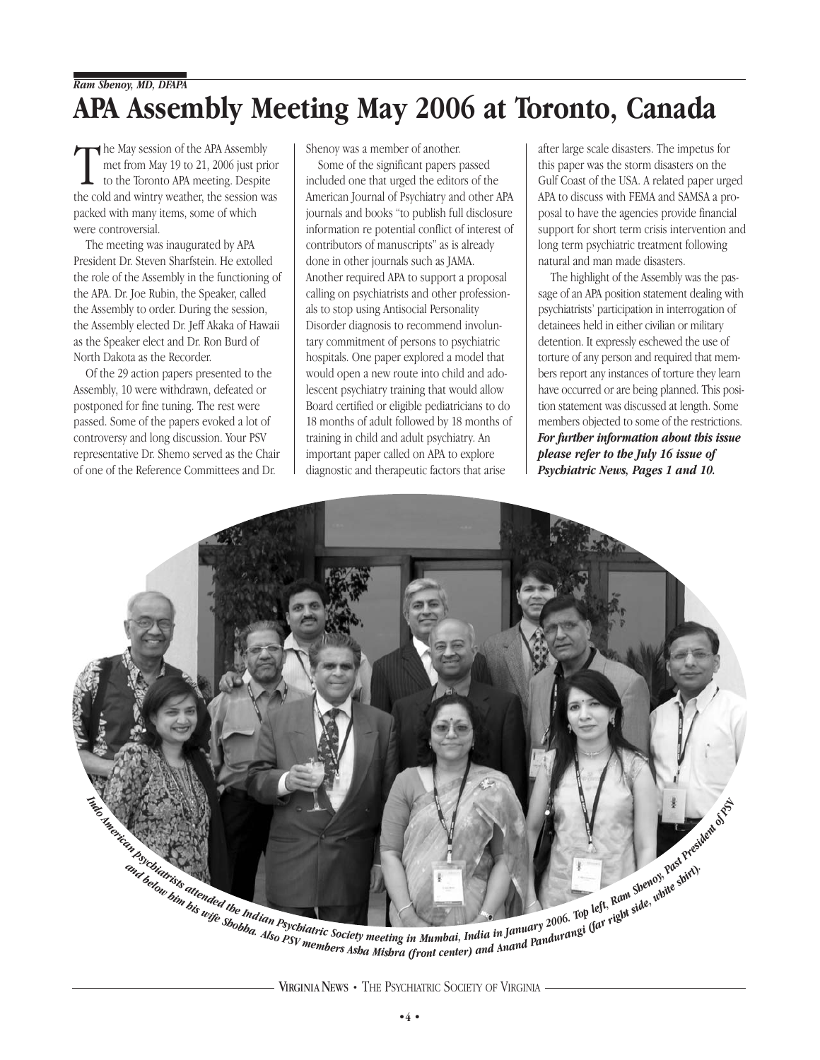*Ram Shenoy, MD, DFAPA*

# APA Assembly Meeting May 2006 at Toronto, Canada

The May session of the APA Assembly met from May 19 to 21, 2006 just prior to the Toronto APA meeting. Despite the cold and wintry weather, the session was packed with many items, some of which were controversial.

The meeting was inaugurated by APA President Dr. Steven Sharfstein. He extolled the role of the Assembly in the functioning of the APA. Dr. Joe Rubin, the Speaker, called the Assembly to order. During the session, the Assembly elected Dr. Jeff Akaka of Hawaii as the Speaker elect and Dr. Ron Burd of North Dakota as the Recorder.

Of the 29 action papers presented to the Assembly, 10 were withdrawn, defeated or postponed for fine tuning. The rest were passed. Some of the papers evoked a lot of controversy and long discussion. Your PSV representative Dr. Shemo served as the Chair of one of the Reference Committees and Dr. Shenoy was a member of another.

Some of the significant papers passed included one that urged the editors of the American Journal of Psychiatry and other APA journals and books "to publish full disclosure information re potential conflict of interest of contributors of manuscripts" as is already done in other journals such as JAMA. Another required APA to support a proposal calling on psychiatrists and other professionals to stop using Antisocial Personality Disorder diagnosis to recommend involuntary commitment of persons to psychiatric hospitals. One paper explored a model that would open a new route into child and adolescent psychiatry training that would allow Board certified or eligible pediatricians to do 18 months of adult followed by 18 months of training in child and adult psychiatry. An important paper called on APA to explore diagnostic and therapeutic factors that arise after large scale disasters. The impetus for this paper was the storm disasters on the Gulf Coast of the USA. A related paper urged APA to discuss with FEMA and SAMSA a proposal to have the agencies provide financial support for short term crisis intervention and long term psychiatric treatment following natural and man made disasters.

The highlight of the Assembly was the passage of an APA position statement dealing with psychiatrists' participation in interrogation of detainees held in either civilian or military detention. It expressly eschewed the use of torture of any person and required that members report any instances of torture they learn have occurred or are being planned. This position statement was discussed at length. Some members objected to some of the restrictions. ***For further information about this issue please refer to the July 16 issue of Psychiatric News, Pages 1 and 10.***

***Indo American psychiatrists attended the Indian Psychiatric Society meeting in Mumbai, India in January 2006. Top left, Ram Shenoy, Past President of PSV and below him his wife Shobha. Also PSV members Asha Mishra (front center) and Anand Pandurangi (far right side, white shirt).***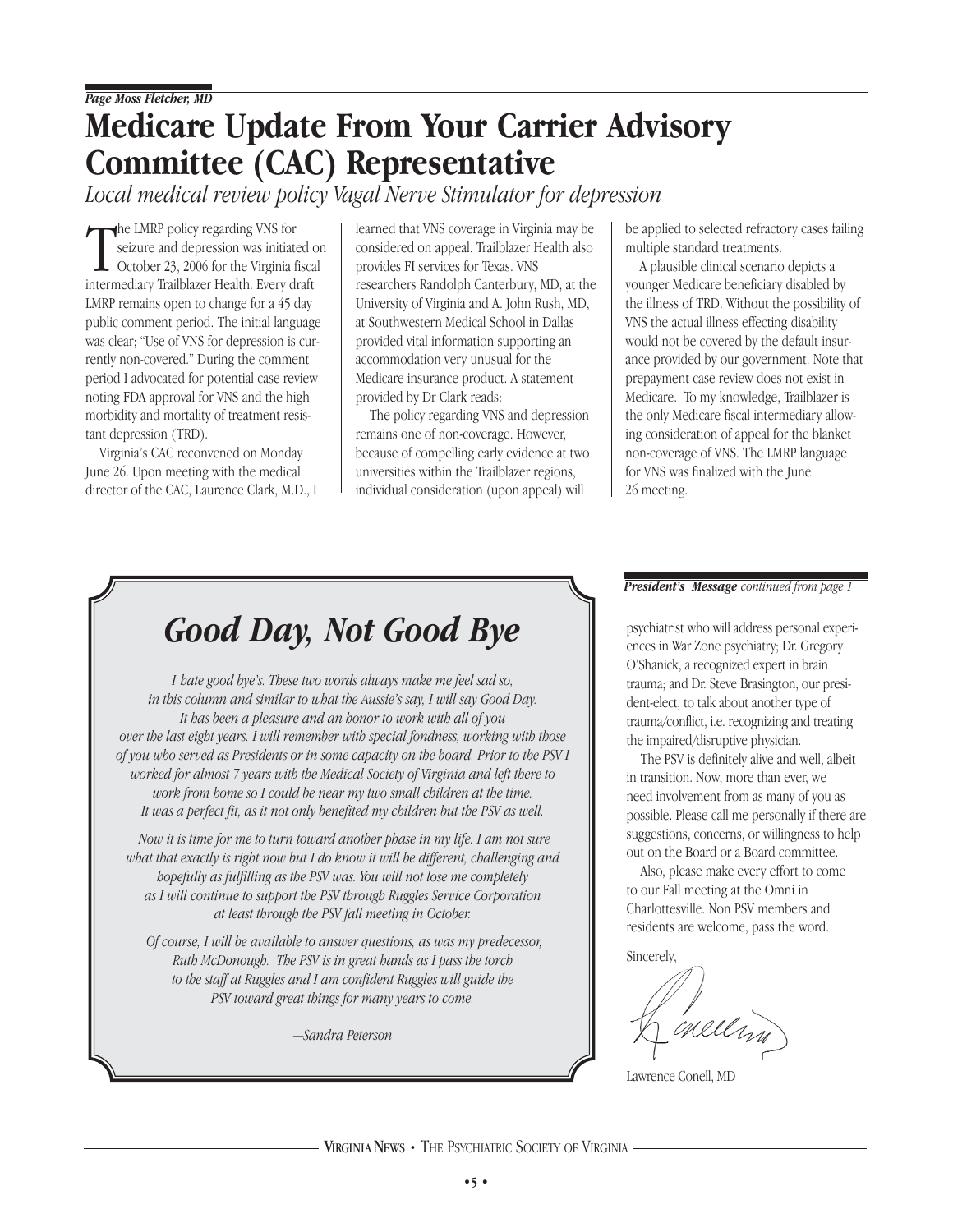*Page Moss Fletcher, MD*

# Medicare Update From Your Carrier Advisory Committee (CAC) Representative

*Local medical review policy Vagal Nerve Stimulator for depression*

The LMRP policy regarding VNS for seizure and depression was initiated on October 23, 2006 for the Virginia fiscal intermediary Trailblazer Health. Every draft LMRP remains open to change for a 45 day public comment period. The initial language was clear; "Use of VNS for depression is currently non-covered." During the comment period I advocated for potential case review noting FDA approval for VNS and the high morbidity and mortality of treatment resistant depression (TRD).

Virginia's CAC reconvened on Monday June 26. Upon meeting with the medical director of the CAC, Laurence Clark, M.D., I learned that VNS coverage in Virginia may be considered on appeal. Trailblazer Health also provides FI services for Texas. VNS researchers Randolph Canterbury, MD, at the University of Virginia and A. John Rush, MD, at Southwestern Medical School in Dallas provided vital information supporting an accommodation very unusual for the Medicare insurance product. A statement provided by Dr Clark reads:

The policy regarding VNS and depression remains one of non-coverage. However, because of compelling early evidence at two universities within the Trailblazer regions, individual consideration (upon appeal) will be applied to selected refractory cases failing multiple standard treatments.

A plausible clinical scenario depicts a younger Medicare beneficiary disabled by the illness of TRD. Without the possibility of VNS the actual illness effecting disability would not be covered by the default insurance provided by our government. Note that prepayment case review does not exist in Medicare. To my knowledge, Trailblazer is the only Medicare fiscal intermediary allowing consideration of appeal for the blanket non-coverage of VNS. The LMRP language for VNS was finalized with the June 26 meeting.

## *Good Day, Not Good Bye*

*I hate good bye's. These two words always make me feel sad so, in this column and similar to what the Aussie's say, I will say Good Day. It has been a pleasure and an honor to work with all of you over the last eight years. I will remember with special fondness, working with those of you who served as Presidents or in some capacity on the board. Prior to the PSV I worked for almost 7 years with the Medical Society of Virginia and left there to work from home so I could be near my two small children at the time. It was a perfect fit, as it not only benefited my children but the PSV as well.*

*Now it is time for me to turn toward another phase in my life. I am not sure what that exactly is right now but I do know it will be different, challenging and hopefully as fulfilling as the PSV was. You will not lose me completely as I will continue to support the PSV through Ruggles Service Corporation at least through the PSV fall meeting in October.*

*Of course, I will be available to answer questions, as was my predecessor, Ruth McDonough. The PSV is in great hands as I pass the torch to the staff at Ruggles and I am confident Ruggles will guide the PSV toward great things for many years to come.*

*—Sandra Peterson*

***President's Message** continued from page 1*

psychiatrist who will address personal experiences in War Zone psychiatry; Dr. Gregory O'Shanick, a recognized expert in brain trauma; and Dr. Steve Brasington, our president-elect, to talk about another type of trauma/conflict, i.e. recognizing and treating the impaired/disruptive physician.

The PSV is definitely alive and well, albeit in transition. Now, more than ever, we need involvement from as many of you as possible. Please call me personally if there are suggestions, concerns, or willingness to help out on the Board or a Board committee.

Also, please make every effort to come to our Fall meeting at the Omni in Charlottesville. Non PSV members and residents are welcome, pass the word.

Sincerely,

Lawrence Conell, MD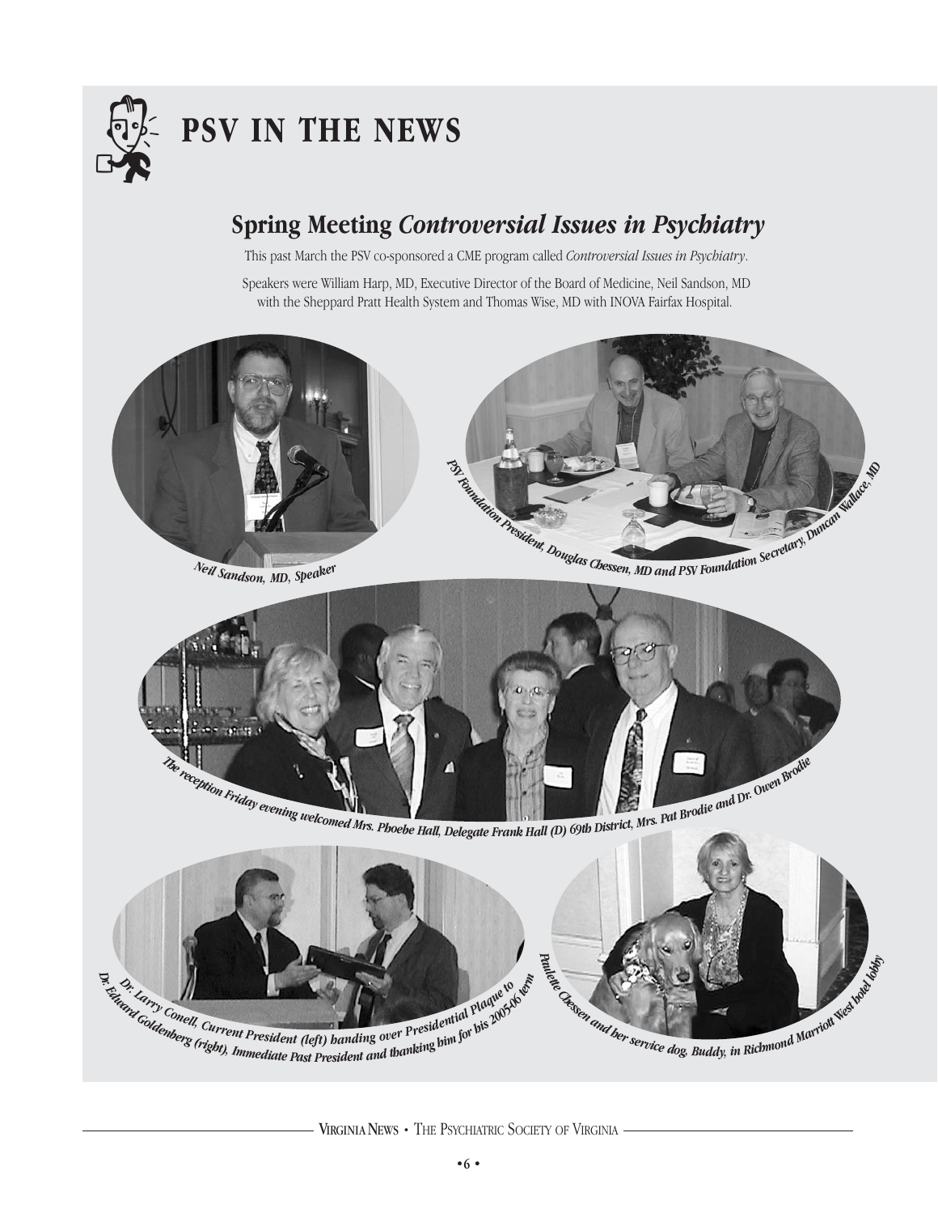# PSV IN THE NEWS

## Spring Meeting *Controversial Issues in Psychiatry*

This past March the PSV co-sponsored a CME program called *Controversial Issues in Psychiatry*.

Speakers were William Harp, MD, Executive Director of the Board of Medicine, Neil Sandson, MD with the Sheppard Pratt Health System and Thomas Wise, MD with INOVA Fairfax Hospital.

*Neil Sandson, MD, Speaker*

*PSV Foundation President, Douglas Chessen, MD and PSV Foundation Secretary, Duncan Wallace, MD*

*The reception Friday evening welcomed Mrs. Phoebe Hall, Delegate Frank Hall (D) 69th District, Mrs. Pat Brodie and Dr. Owen Brodie*

*Dr. Larry Conell, Current President (left) handing over Presidential Plaque to Dr. Edward Goldenberg (right), Immediate Past President and thanking him for his 2005-06 term*

*Paulette Chessen and her service dog, Buddy, in Richmond Marriott West hotel lobby*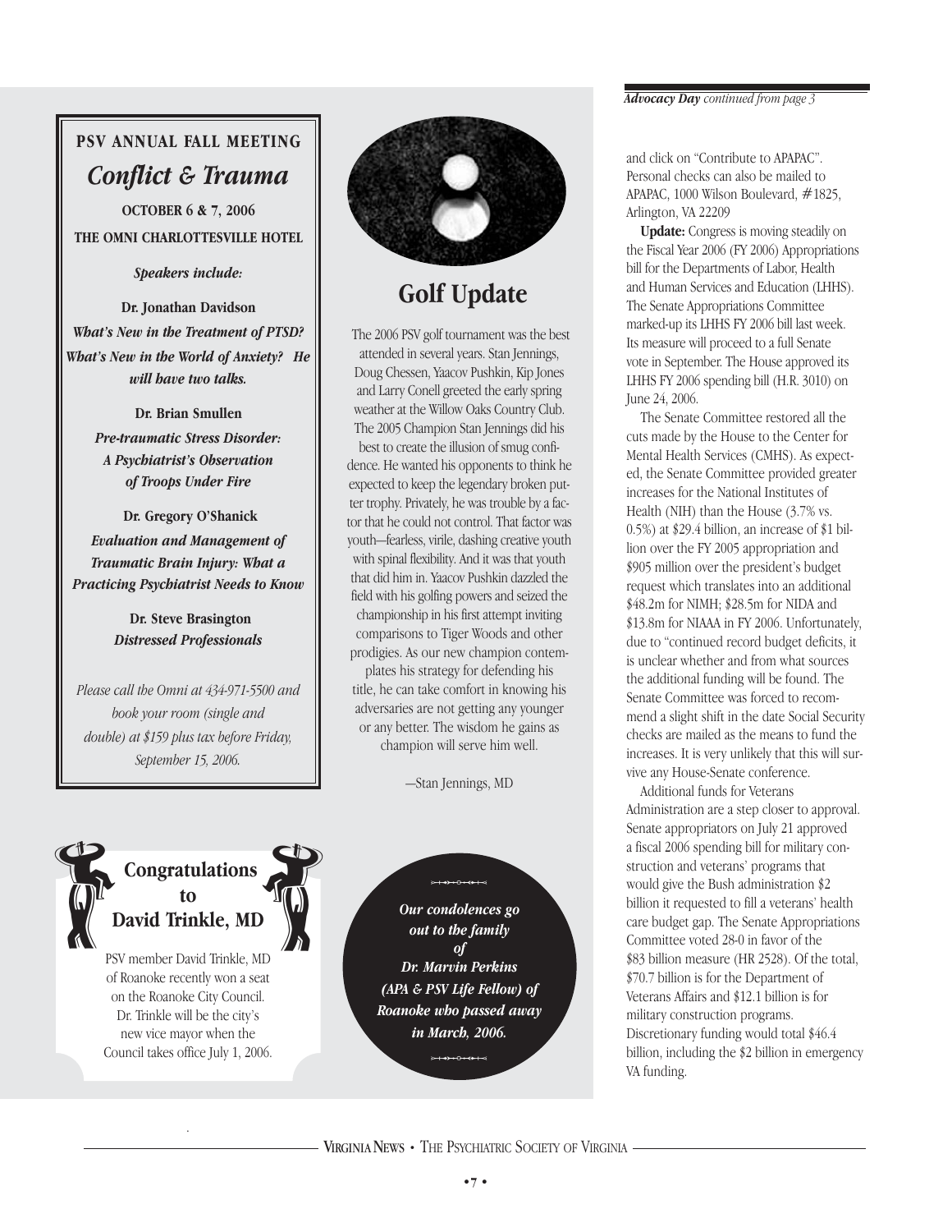## PSV ANNUAL FALL MEETING

## *Conflict & Trauma*

**OCTOBER 6 & 7, 2006**

**THE OMNI CHARLOTTESVILLE HOTEL**

***Speakers include:***

**Dr. Jonathan Davidson**
***What's New in the Treatment of PTSD?***
***What's New in the World of Anxiety? He will have two talks.***

**Dr. Brian Smullen**
***Pre-traumatic Stress Disorder: A Psychiatrist's Observation of Troops Under Fire***

**Dr. Gregory O'Shanick**
***Evaluation and Management of Traumatic Brain Injury: What a Practicing Psychiatrist Needs to Know***

**Dr. Steve Brasington**
***Distressed Professionals***

*Please call the Omni at 434-971-5500 and book your room (single and double) at $159 plus tax before Friday, September 15, 2006.*

## Golf Update

The 2006 PSV golf tournament was the best attended in several years. Stan Jennings, Doug Chessen, Yaacov Pushkin, Kip Jones and Larry Conell greeted the early spring weather at the Willow Oaks Country Club. The 2005 Champion Stan Jennings did his best to create the illusion of smug confidence. He wanted his opponents to think he expected to keep the legendary broken putter trophy. Privately, he was trouble by a factor that he could not control. That factor was youth—fearless, virile, dashing creative youth with spinal flexibility. And it was that youth that did him in. Yaacov Pushkin dazzled the field with his golfing powers and seized the championship in his first attempt inviting comparisons to Tiger Woods and other prodigies. As our new champion contemplates his strategy for defending his title, he can take comfort in knowing his adversaries are not getting any younger or any better. The wisdom he gains as champion will serve him well.

—Stan Jennings, MD

## Congratulations to David Trinkle, MD

PSV member David Trinkle, MD of Roanoke recently won a seat on the Roanoke City Council. Dr. Trinkle will be the city's new vice mayor when the Council takes office July 1, 2006.

***Our condolences go out to the family of Dr. Marvin Perkins (APA & PSV Life Fellow) of Roanoke who passed away in March, 2006.***

***Advocacy Day** continued from page 3*

and click on "Contribute to APAPAC". Personal checks can also be mailed to APAPAC, 1000 Wilson Boulevard, #1825, Arlington, VA 22209

**Update:** Congress is moving steadily on the Fiscal Year 2006 (FY 2006) Appropriations bill for the Departments of Labor, Health and Human Services and Education (LHHS). The Senate Appropriations Committee marked-up its LHHS FY 2006 bill last week. Its measure will proceed to a full Senate vote in September. The House approved its LHHS FY 2006 spending bill (H.R. 3010) on June 24, 2006.

The Senate Committee restored all the cuts made by the House to the Center for Mental Health Services (CMHS). As expected, the Senate Committee provided greater increases for the National Institutes of Health (NIH) than the House (3.7% vs. 0.5%) at $29.4 billion, an increase of $1 billion over the FY 2005 appropriation and $905 million over the president's budget request which translates into an additional $48.2m for NIMH; $28.5m for NIDA and $13.8m for NIAAA in FY 2006. Unfortunately, due to "continued record budget deficits, it is unclear whether and from what sources the additional funding will be found. The Senate Committee was forced to recommend a slight shift in the date Social Security checks are mailed as the means to fund the increases. It is very unlikely that this will survive any House-Senate conference.

Additional funds for Veterans Administration are a step closer to approval. Senate appropriators on July 21 approved a fiscal 2006 spending bill for military construction and veterans' programs that would give the Bush administration $2 billion it requested to fill a veterans' health care budget gap. The Senate Appropriations Committee voted 28-0 in favor of the $83 billion measure (HR 2528). Of the total, $70.7 billion is for the Department of Veterans Affairs and $12.1 billion is for military construction programs. Discretionary funding would total $46.4 billion, including the $2 billion in emergency VA funding.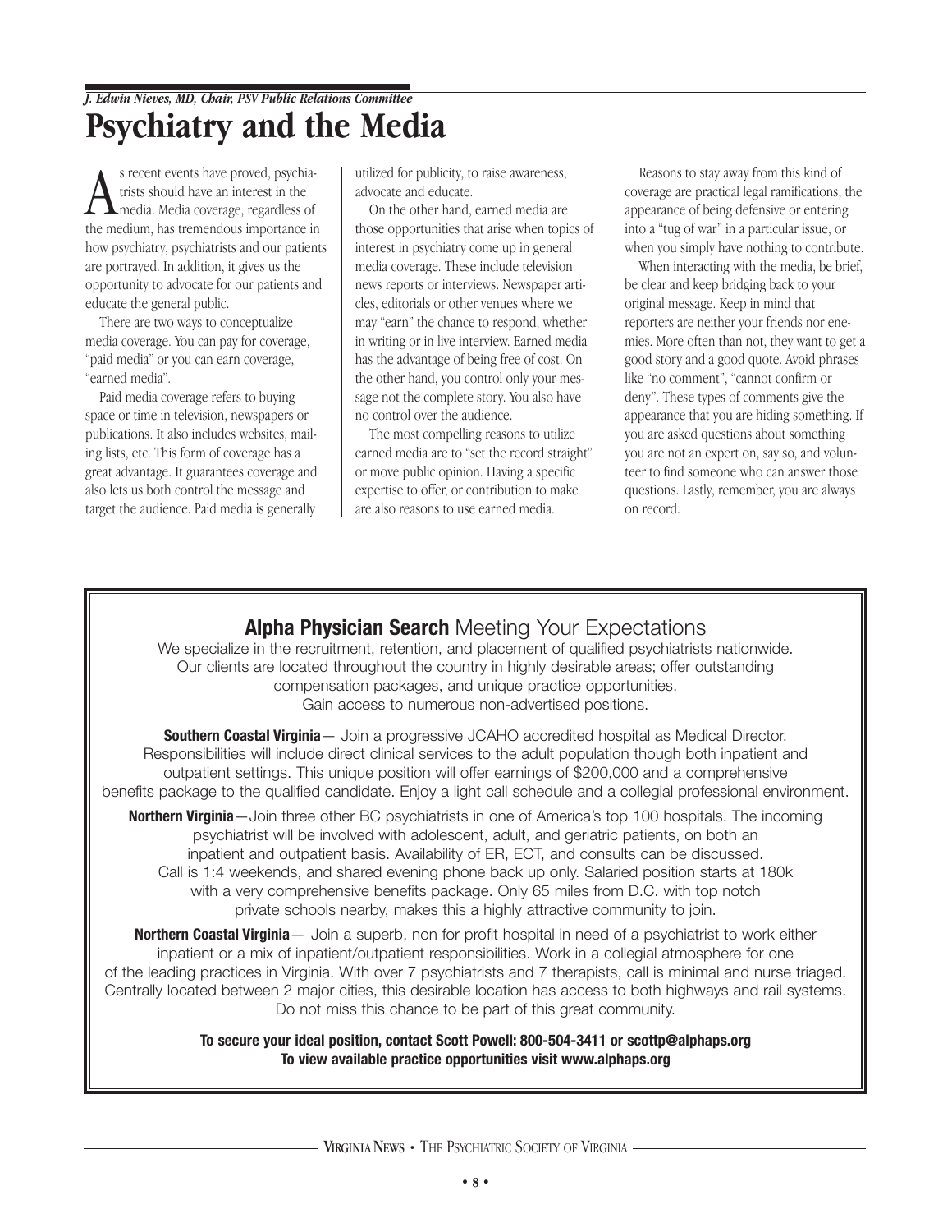*J. Edwin Nieves, MD, Chair, PSV Public Relations Committee*

# Psychiatry and the Media

As recent events have proved, psychiatrists should have an interest in the media. Media coverage, regardless of the medium, has tremendous importance in how psychiatry, psychiatrists and our patients are portrayed. In addition, it gives us the opportunity to advocate for our patients and educate the general public.

There are two ways to conceptualize media coverage. You can pay for coverage, "paid media" or you can earn coverage, "earned media".

Paid media coverage refers to buying space or time in television, newspapers or publications. It also includes websites, mailing lists, etc. This form of coverage has a great advantage. It guarantees coverage and also lets us both control the message and target the audience. Paid media is generally utilized for publicity, to raise awareness, advocate and educate.

On the other hand, earned media are those opportunities that arise when topics of interest in psychiatry come up in general media coverage. These include television news reports or interviews. Newspaper articles, editorials or other venues where we may "earn" the chance to respond, whether in writing or in live interview. Earned media has the advantage of being free of cost. On the other hand, you control only your message not the complete story. You also have no control over the audience.

The most compelling reasons to utilize earned media are to "set the record straight" or move public opinion. Having a specific expertise to offer, or contribution to make are also reasons to use earned media.

Reasons to stay away from this kind of coverage are practical legal ramifications, the appearance of being defensive or entering into a "tug of war" in a particular issue, or when you simply have nothing to contribute.

When interacting with the media, be brief, be clear and keep bridging back to your original message. Keep in mind that reporters are neither your friends nor enemies. More often than not, they want to get a good story and a good quote. Avoid phrases like "no comment", "cannot confirm or deny". These types of comments give the appearance that you are hiding something. If you are asked questions about something you are not an expert on, say so, and volunteer to find someone who can answer those questions. Lastly, remember, you are always on record.

---

**Alpha Physician Search** Meeting Your Expectations

We specialize in the recruitment, retention, and placement of qualified psychiatrists nationwide. Our clients are located throughout the country in highly desirable areas; offer outstanding compensation packages, and unique practice opportunities. Gain access to numerous non-advertised positions.

**Southern Coastal Virginia**— Join a progressive JCAHO accredited hospital as Medical Director. Responsibilities will include direct clinical services to the adult population though both inpatient and outpatient settings. This unique position will offer earnings of $200,000 and a comprehensive benefits package to the qualified candidate. Enjoy a light call schedule and a collegial professional environment.

**Northern Virginia**—Join three other BC psychiatrists in one of America's top 100 hospitals. The incoming psychiatrist will be involved with adolescent, adult, and geriatric patients, on both an inpatient and outpatient basis. Availability of ER, ECT, and consults can be discussed. Call is 1:4 weekends, and shared evening phone back up only. Salaried position starts at 180k with a very comprehensive benefits package. Only 65 miles from D.C. with top notch private schools nearby, makes this a highly attractive community to join.

**Northern Coastal Virginia**— Join a superb, non for profit hospital in need of a psychiatrist to work either inpatient or a mix of inpatient/outpatient responsibilities. Work in a collegial atmosphere for one of the leading practices in Virginia. With over 7 psychiatrists and 7 therapists, call is minimal and nurse triaged. Centrally located between 2 major cities, this desirable location has access to both highways and rail systems. Do not miss this chance to be part of this great community.

**To secure your ideal position, contact Scott Powell: 800-504-3411 or scottp@alphaps.org**
**To view available practice opportunities visit www.alphaps.org**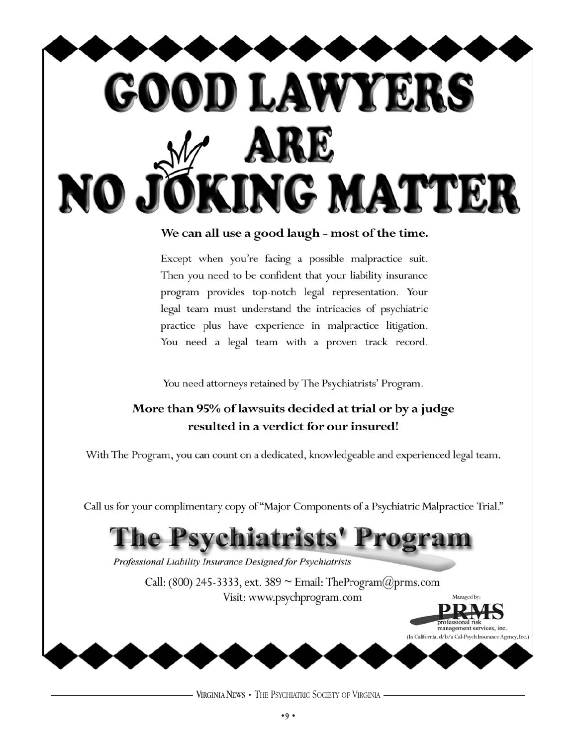# GOOD LAWYERS ARE NO JOKING MATTER

**We can all use a good laugh – most of the time.**

Except when you're facing a possible malpractice suit. Then you need to be confident that your liability insurance program provides top-notch legal representation. Your legal team must understand the intricacies of psychiatric practice plus have experience in malpractice litigation. You need a legal team with a proven track record.

You need attorneys retained by The Psychiatrists' Program.

**More than 95% of lawsuits decided at trial or by a judge resulted in a verdict for our insured!**

With The Program, you can count on a dedicated, knowledgeable and experienced legal team.

Call us for your complimentary copy of "Major Components of a Psychiatric Malpractice Trial."

## The Psychiatrists' Program

*Professional Liability Insurance Designed for Psychiatrists*

Call: (800) 245-3333, ext. 389 ~ Email: TheProgram@prms.com
Visit: www.psychprogram.com

Managed by:

**PRMS**
professional risk management services, inc.
(In California, d/b/a Cal-Psych Insurance Agency, Inc.)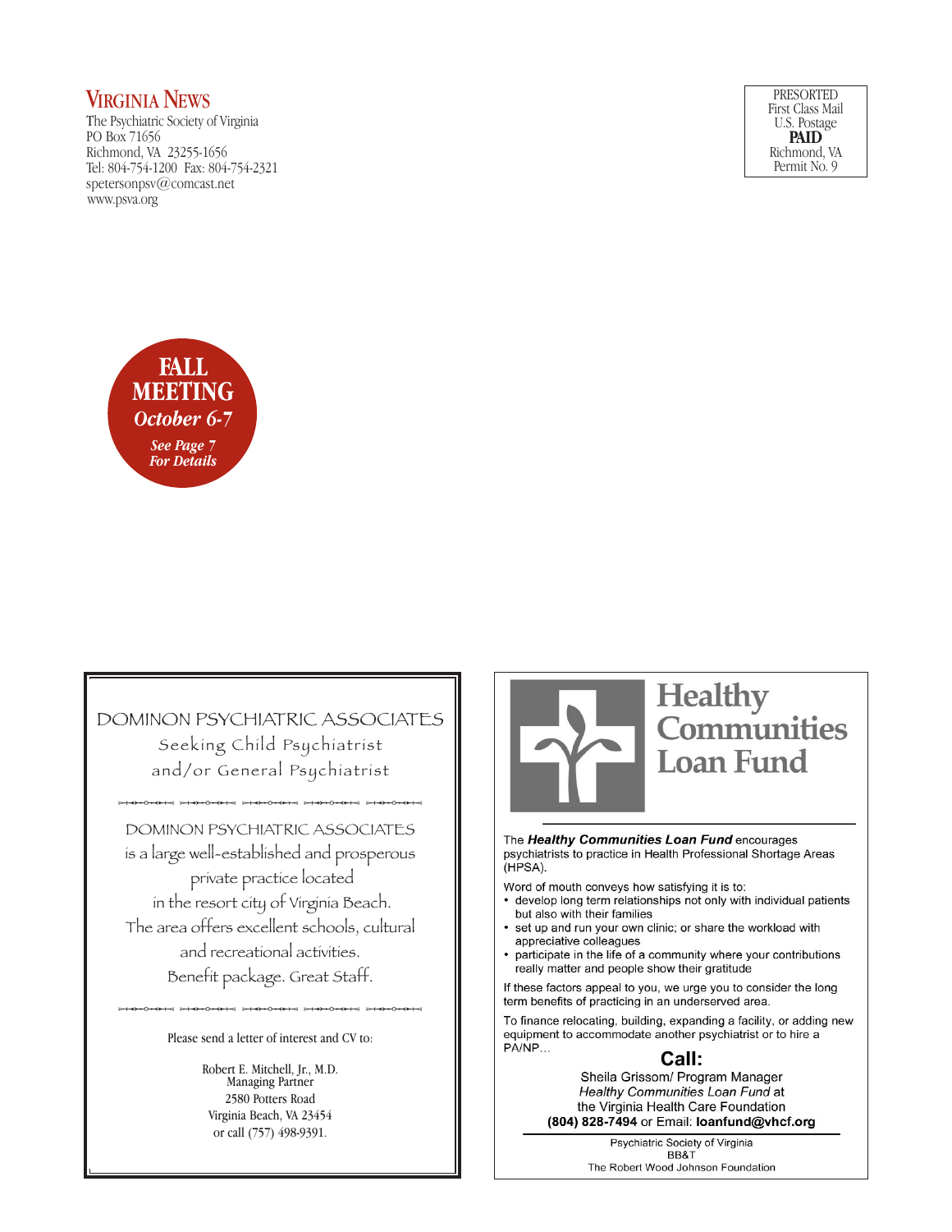## Virginia News

The Psychiatric Society of Virginia
PO Box 71656
Richmond, VA 23255-1656
Tel: 804-754-1200 Fax: 804-754-2321
spetersonpsv@comcast.net
www.psva.org

PRESORTED
First Class Mail
U.S. Postage
**PAID**
Richmond, VA
Permit No. 9

**FALL MEETING**
***October 6-7***
*See Page 7 For Details*

---

DOMINON PSYCHIATRIC ASSOCIATES

Seeking Child Psychiatrist and/or General Psychiatrist

DOMINON PSYCHIATRIC ASSOCIATES is a large well-established and prosperous private practice located in the resort city of Virginia Beach. The area offers excellent schools, cultural and recreational activities. Benefit package. Great Staff.

Please send a letter of interest and CV to:

Robert E. Mitchell, Jr., M.D.
Managing Partner
2580 Potters Road
Virginia Beach, VA 23454
or call (757) 498-9391.

---

## Healthy Communities Loan Fund

The ***Healthy Communities Loan Fund*** encourages psychiatrists to practice in Health Professional Shortage Areas (HPSA).

Word of mouth conveys how satisfying it is to:

- develop long term relationships not only with individual patients but also with their families
- set up and run your own clinic; or share the workload with appreciative colleagues
- participate in the life of a community where your contributions really matter and people show their gratitude

If these factors appeal to you, we urge you to consider the long term benefits of practicing in an underserved area.

To finance relocating, building, expanding a facility, or adding new equipment to accommodate another psychiatrist or to hire a PA/NP…

**Call:**

Sheila Grissom/ Program Manager
*Healthy Communities Loan Fund* at
the Virginia Health Care Foundation
**(804) 828-7494** or Email: **loanfund@vhcf.org**

Psychiatric Society of Virginia
BB&T
The Robert Wood Johnson Foundation